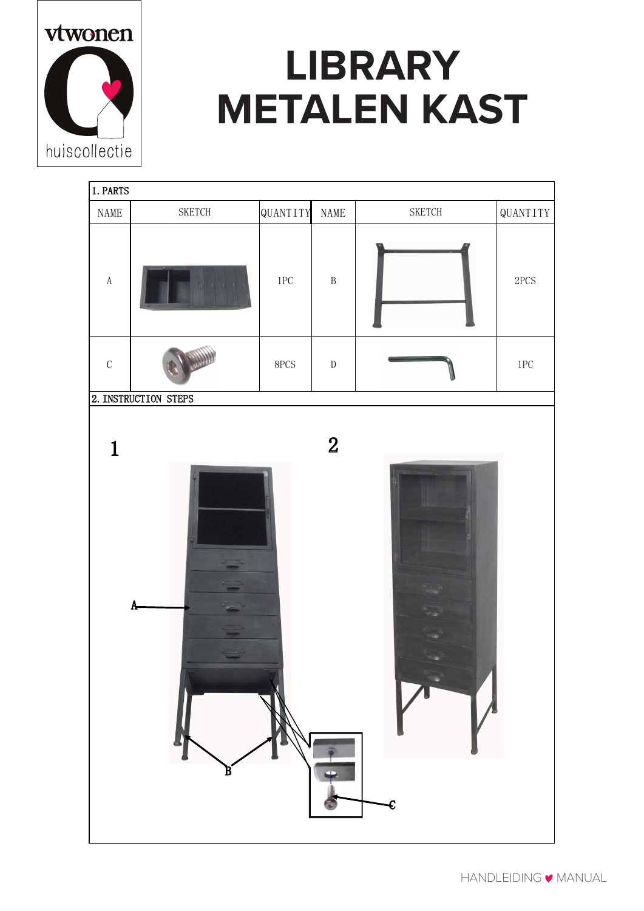vtwonen huiscollectie

# LIBRARY METALEN KAST

| 1. PARTS | | | | | |
|---|---|---|---|---|---|
| NAME | SKETCH | QUANTITY | NAME | SKETCH | QUANTITY |
| A | | 1PC | B | | 2PCS |
| C | | 8PCS | D | | 1PC |

## 2. INSTRUCTION STEPS

1

A

B

C

2

HANDLEIDING ♥ MANUAL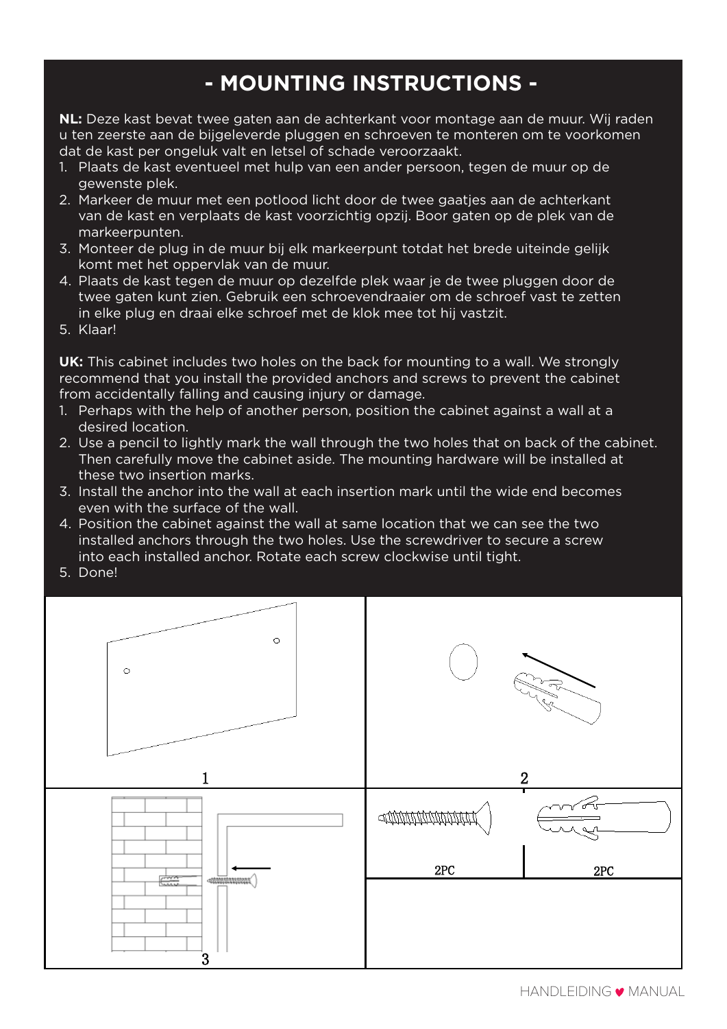# - MOUNTING INSTRUCTIONS -

**NL:** Deze kast bevat twee gaten aan de achterkant voor montage aan de muur. Wij raden u ten zeerste aan de bijgeleverde pluggen en schroeven te monteren om te voorkomen dat de kast per ongeluk valt en letsel of schade veroorzaakt.

1. Plaats de kast eventueel met hulp van een ander persoon, tegen de muur op de gewenste plek.
2. Markeer de muur met een potlood licht door de twee gaatjes aan de achterkant van de kast en verplaats de kast voorzichtig opzij. Boor gaten op de plek van de markeerpunten.
3. Monteer de plug in de muur bij elk markeerpunt totdat het brede uiteinde gelijk komt met het oppervlak van de muur.
4. Plaats de kast tegen de muur op dezelfde plek waar je de twee pluggen door de twee gaten kunt zien. Gebruik een schroevendraaier om de schroef vast te zetten in elke plug en draai elke schroef met de klok mee tot hij vastzit.
5. Klaar!

**UK:** This cabinet includes two holes on the back for mounting to a wall. We strongly recommend that you install the provided anchors and screws to prevent the cabinet from accidentally falling and causing injury or damage.

1. Perhaps with the help of another person, position the cabinet against a wall at a desired location.
2. Use a pencil to lightly mark the wall through the two holes that on back of the cabinet. Then carefully move the cabinet aside. The mounting hardware will be installed at these two insertion marks.
3. Install the anchor into the wall at each insertion mark until the wide end becomes even with the surface of the wall.
4. Position the cabinet against the wall at same location that we can see the two installed anchors through the two holes. Use the screwdriver to secure a screw into each installed anchor. Rotate each screw clockwise until tight.
5. Done!

1

2

3

2PC

2PC